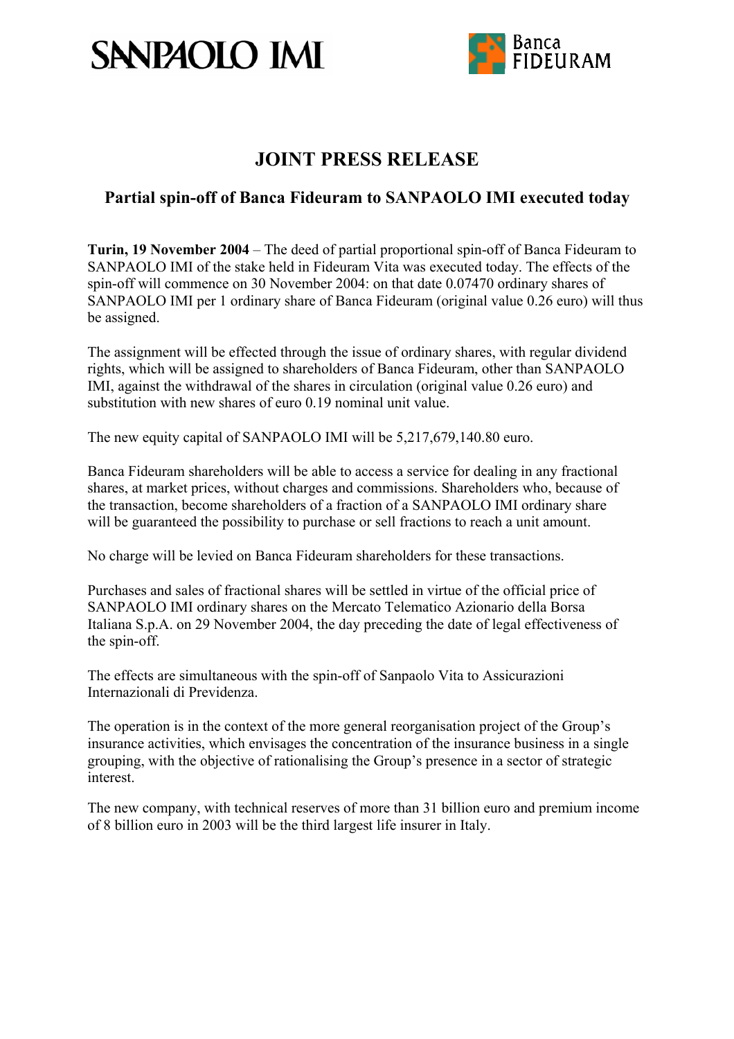SANPAOLO IMI

Banca FIDEURAM

# JOINT PRESS RELEASE

## Partial spin-off of Banca Fideuram to SANPAOLO IMI executed today

**Turin, 19 November 2004** – The deed of partial proportional spin-off of Banca Fideuram to SANPAOLO IMI of the stake held in Fideuram Vita was executed today. The effects of the spin-off will commence on 30 November 2004: on that date 0.07470 ordinary shares of SANPAOLO IMI per 1 ordinary share of Banca Fideuram (original value 0.26 euro) will thus be assigned.

The assignment will be effected through the issue of ordinary shares, with regular dividend rights, which will be assigned to shareholders of Banca Fideuram, other than SANPAOLO IMI, against the withdrawal of the shares in circulation (original value 0.26 euro) and substitution with new shares of euro 0.19 nominal unit value.

The new equity capital of SANPAOLO IMI will be 5,217,679,140.80 euro.

Banca Fideuram shareholders will be able to access a service for dealing in any fractional shares, at market prices, without charges and commissions. Shareholders who, because of the transaction, become shareholders of a fraction of a SANPAOLO IMI ordinary share will be guaranteed the possibility to purchase or sell fractions to reach a unit amount.

No charge will be levied on Banca Fideuram shareholders for these transactions.

Purchases and sales of fractional shares will be settled in virtue of the official price of SANPAOLO IMI ordinary shares on the Mercato Telematico Azionario della Borsa Italiana S.p.A. on 29 November 2004, the day preceding the date of legal effectiveness of the spin-off.

The effects are simultaneous with the spin-off of Sanpaolo Vita to Assicurazioni Internazionali di Previdenza.

The operation is in the context of the more general reorganisation project of the Group's insurance activities, which envisages the concentration of the insurance business in a single grouping, with the objective of rationalising the Group's presence in a sector of strategic interest.

The new company, with technical reserves of more than 31 billion euro and premium income of 8 billion euro in 2003 will be the third largest life insurer in Italy.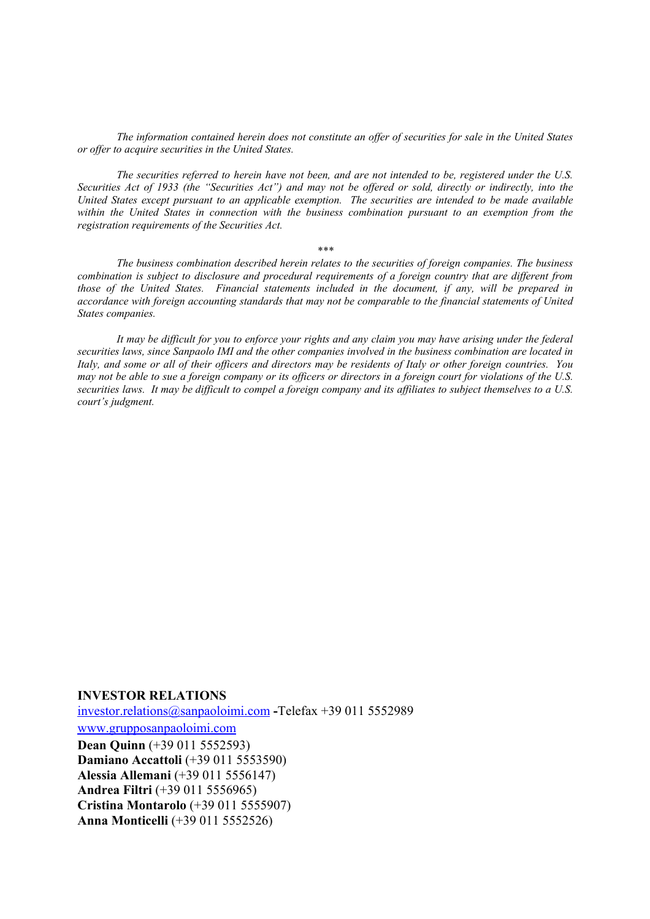*The information contained herein does not constitute an offer of securities for sale in the United States or offer to acquire securities in the United States.*

*The securities referred to herein have not been, and are not intended to be, registered under the U.S. Securities Act of 1933 (the "Securities Act") and may not be offered or sold, directly or indirectly, into the United States except pursuant to an applicable exemption. The securities are intended to be made available within the United States in connection with the business combination pursuant to an exemption from the registration requirements of the Securities Act.*

\*\*\*

*The business combination described herein relates to the securities of foreign companies. The business combination is subject to disclosure and procedural requirements of a foreign country that are different from those of the United States. Financial statements included in the document, if any, will be prepared in accordance with foreign accounting standards that may not be comparable to the financial statements of United States companies.*

*It may be difficult for you to enforce your rights and any claim you may have arising under the federal securities laws, since Sanpaolo IMI and the other companies involved in the business combination are located in Italy, and some or all of their officers and directors may be residents of Italy or other foreign countries. You may not be able to sue a foreign company or its officers or directors in a foreign court for violations of the U.S. securities laws. It may be difficult to compel a foreign company and its affiliates to subject themselves to a U.S. court's judgment.*

**INVESTOR RELATIONS**

investor.relations@sanpaoloimi.com -Telefax +39 011 5552989

www.grupposanpaoloimi.com

**Dean Quinn** (+39 011 5552593)
**Damiano Accattoli** (+39 011 5553590)
**Alessia Allemani** (+39 011 5556147)
**Andrea Filtri** (+39 011 5556965)
**Cristina Montarolo** (+39 011 5555907)
**Anna Monticelli** (+39 011 5552526)